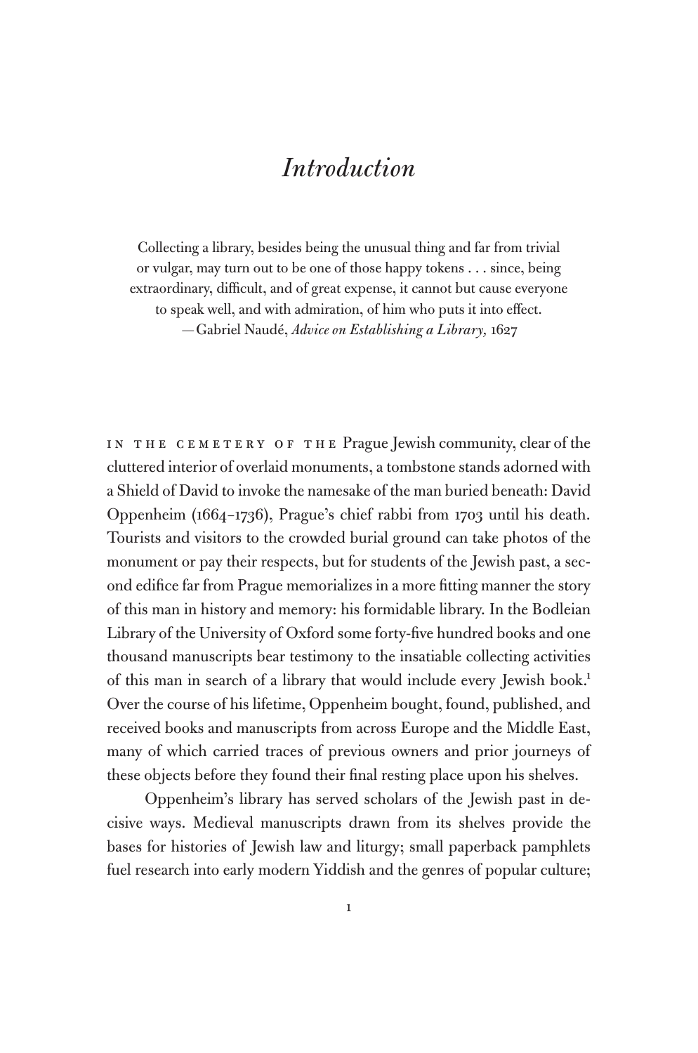# *Introduction*

> Collecting a library, besides being the unusual thing and far from trivial or vulgar, may turn out to be one of those happy tokens . . . since, being extraordinary, difficult, and of great expense, it cannot but cause everyone to speak well, and with admiration, of him who puts it into effect.
> —Gabriel Naudé, *Advice on Establishing a Library,* 1627

In the cemetery of the Prague Jewish community, clear of the cluttered interior of overlaid monuments, a tombstone stands adorned with a Shield of David to invoke the namesake of the man buried beneath: David Oppenheim (1664–1736), Prague's chief rabbi from 1703 until his death. Tourists and visitors to the crowded burial ground can take photos of the monument or pay their respects, but for students of the Jewish past, a second edifice far from Prague memorializes in a more fitting manner the story of this man in history and memory: his formidable library. In the Bodleian Library of the University of Oxford some forty-five hundred books and one thousand manuscripts bear testimony to the insatiable collecting activities of this man in search of a library that would include every Jewish book.[1] Over the course of his lifetime, Oppenheim bought, found, published, and received books and manuscripts from across Europe and the Middle East, many of which carried traces of previous owners and prior journeys of these objects before they found their final resting place upon his shelves.

Oppenheim's library has served scholars of the Jewish past in decisive ways. Medieval manuscripts drawn from its shelves provide the bases for histories of Jewish law and liturgy; small paperback pamphlets fuel research into early modern Yiddish and the genres of popular culture;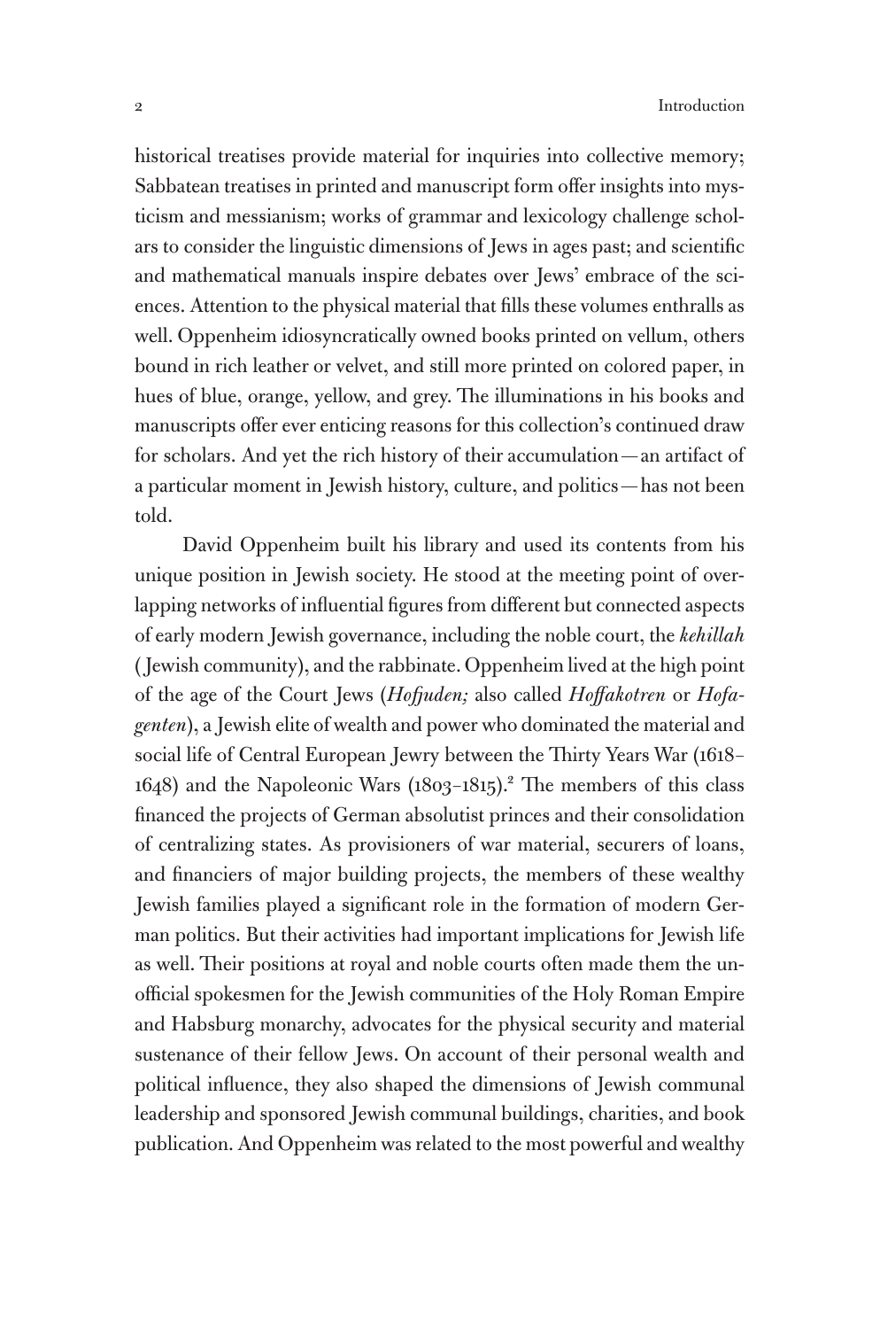historical treatises provide material for inquiries into collective memory; Sabbatean treatises in printed and manuscript form offer insights into mysticism and messianism; works of grammar and lexicology challenge scholars to consider the linguistic dimensions of Jews in ages past; and scientific and mathematical manuals inspire debates over Jews' embrace of the sciences. Attention to the physical material that fills these volumes enthralls as well. Oppenheim idiosyncratically owned books printed on vellum, others bound in rich leather or velvet, and still more printed on colored paper, in hues of blue, orange, yellow, and grey. The illuminations in his books and manuscripts offer ever enticing reasons for this collection's continued draw for scholars. And yet the rich history of their accumulation—an artifact of a particular moment in Jewish history, culture, and politics—has not been told.

David Oppenheim built his library and used its contents from his unique position in Jewish society. He stood at the meeting point of overlapping networks of influential figures from different but connected aspects of early modern Jewish governance, including the noble court, the *kehillah* (Jewish community), and the rabbinate. Oppenheim lived at the high point of the age of the Court Jews (*Hofjuden;* also called *Hoffakotren* or *Hofagenten*), a Jewish elite of wealth and power who dominated the material and social life of Central European Jewry between the Thirty Years War (1618–1648) and the Napoleonic Wars (1803–1815).[2] The members of this class financed the projects of German absolutist princes and their consolidation of centralizing states. As provisioners of war material, securers of loans, and financiers of major building projects, the members of these wealthy Jewish families played a significant role in the formation of modern German politics. But their activities had important implications for Jewish life as well. Their positions at royal and noble courts often made them the unofficial spokesmen for the Jewish communities of the Holy Roman Empire and Habsburg monarchy, advocates for the physical security and material sustenance of their fellow Jews. On account of their personal wealth and political influence, they also shaped the dimensions of Jewish communal leadership and sponsored Jewish communal buildings, charities, and book publication. And Oppenheim was related to the most powerful and wealthy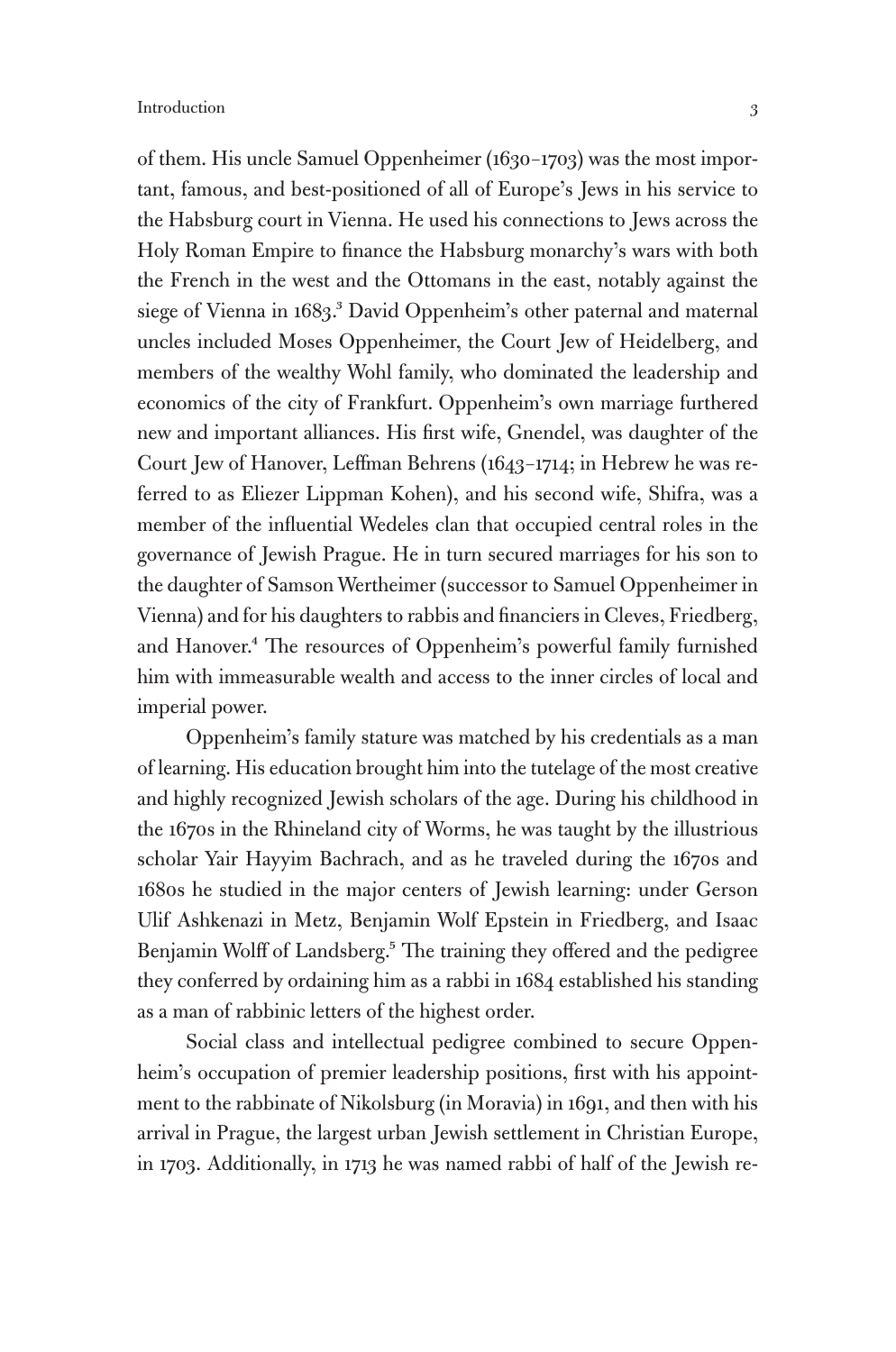of them. His uncle Samuel Oppenheimer (1630–1703) was the most important, famous, and best-positioned of all of Europe's Jews in his service to the Habsburg court in Vienna. He used his connections to Jews across the Holy Roman Empire to finance the Habsburg monarchy's wars with both the French in the west and the Ottomans in the east, notably against the siege of Vienna in 1683.[3] David Oppenheim's other paternal and maternal uncles included Moses Oppenheimer, the Court Jew of Heidelberg, and members of the wealthy Wohl family, who dominated the leadership and economics of the city of Frankfurt. Oppenheim's own marriage furthered new and important alliances. His first wife, Gnendel, was daughter of the Court Jew of Hanover, Leffman Behrens (1643–1714; in Hebrew he was referred to as Eliezer Lippman Kohen), and his second wife, Shifra, was a member of the influential Wedeles clan that occupied central roles in the governance of Jewish Prague. He in turn secured marriages for his son to the daughter of Samson Wertheimer (successor to Samuel Oppenheimer in Vienna) and for his daughters to rabbis and financiers in Cleves, Friedberg, and Hanover.[4] The resources of Oppenheim's powerful family furnished him with immeasurable wealth and access to the inner circles of local and imperial power.

Oppenheim's family stature was matched by his credentials as a man of learning. His education brought him into the tutelage of the most creative and highly recognized Jewish scholars of the age. During his childhood in the 1670s in the Rhineland city of Worms, he was taught by the illustrious scholar Yair Hayyim Bachrach, and as he traveled during the 1670s and 1680s he studied in the major centers of Jewish learning: under Gerson Ulif Ashkenazi in Metz, Benjamin Wolf Epstein in Friedberg, and Isaac Benjamin Wolff of Landsberg.[5] The training they offered and the pedigree they conferred by ordaining him as a rabbi in 1684 established his standing as a man of rabbinic letters of the highest order.

Social class and intellectual pedigree combined to secure Oppenheim's occupation of premier leadership positions, first with his appointment to the rabbinate of Nikolsburg (in Moravia) in 1691, and then with his arrival in Prague, the largest urban Jewish settlement in Christian Europe, in 1703. Additionally, in 1713 he was named rabbi of half of the Jewish re-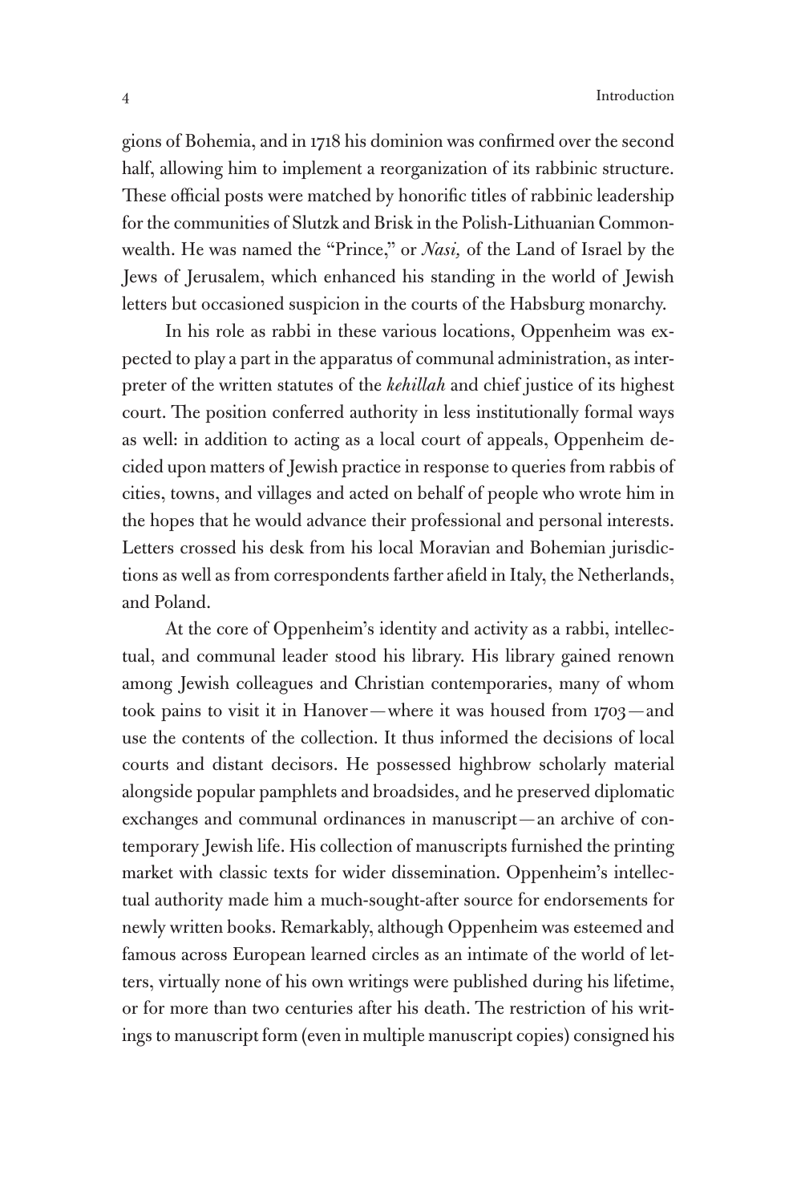gions of Bohemia, and in 1718 his dominion was confirmed over the second half, allowing him to implement a reorganization of its rabbinic structure. These official posts were matched by honorific titles of rabbinic leadership for the communities of Slutzk and Brisk in the Polish-Lithuanian Commonwealth. He was named the "Prince," or *Nasi,* of the Land of Israel by the Jews of Jerusalem, which enhanced his standing in the world of Jewish letters but occasioned suspicion in the courts of the Habsburg monarchy.

In his role as rabbi in these various locations, Oppenheim was expected to play a part in the apparatus of communal administration, as interpreter of the written statutes of the *kehillah* and chief justice of its highest court. The position conferred authority in less institutionally formal ways as well: in addition to acting as a local court of appeals, Oppenheim decided upon matters of Jewish practice in response to queries from rabbis of cities, towns, and villages and acted on behalf of people who wrote him in the hopes that he would advance their professional and personal interests. Letters crossed his desk from his local Moravian and Bohemian jurisdictions as well as from correspondents farther afield in Italy, the Netherlands, and Poland.

At the core of Oppenheim's identity and activity as a rabbi, intellectual, and communal leader stood his library. His library gained renown among Jewish colleagues and Christian contemporaries, many of whom took pains to visit it in Hanover—where it was housed from 1703—and use the contents of the collection. It thus informed the decisions of local courts and distant decisors. He possessed highbrow scholarly material alongside popular pamphlets and broadsides, and he preserved diplomatic exchanges and communal ordinances in manuscript—an archive of contemporary Jewish life. His collection of manuscripts furnished the printing market with classic texts for wider dissemination. Oppenheim's intellectual authority made him a much-sought-after source for endorsements for newly written books. Remarkably, although Oppenheim was esteemed and famous across European learned circles as an intimate of the world of letters, virtually none of his own writings were published during his lifetime, or for more than two centuries after his death. The restriction of his writings to manuscript form (even in multiple manuscript copies) consigned his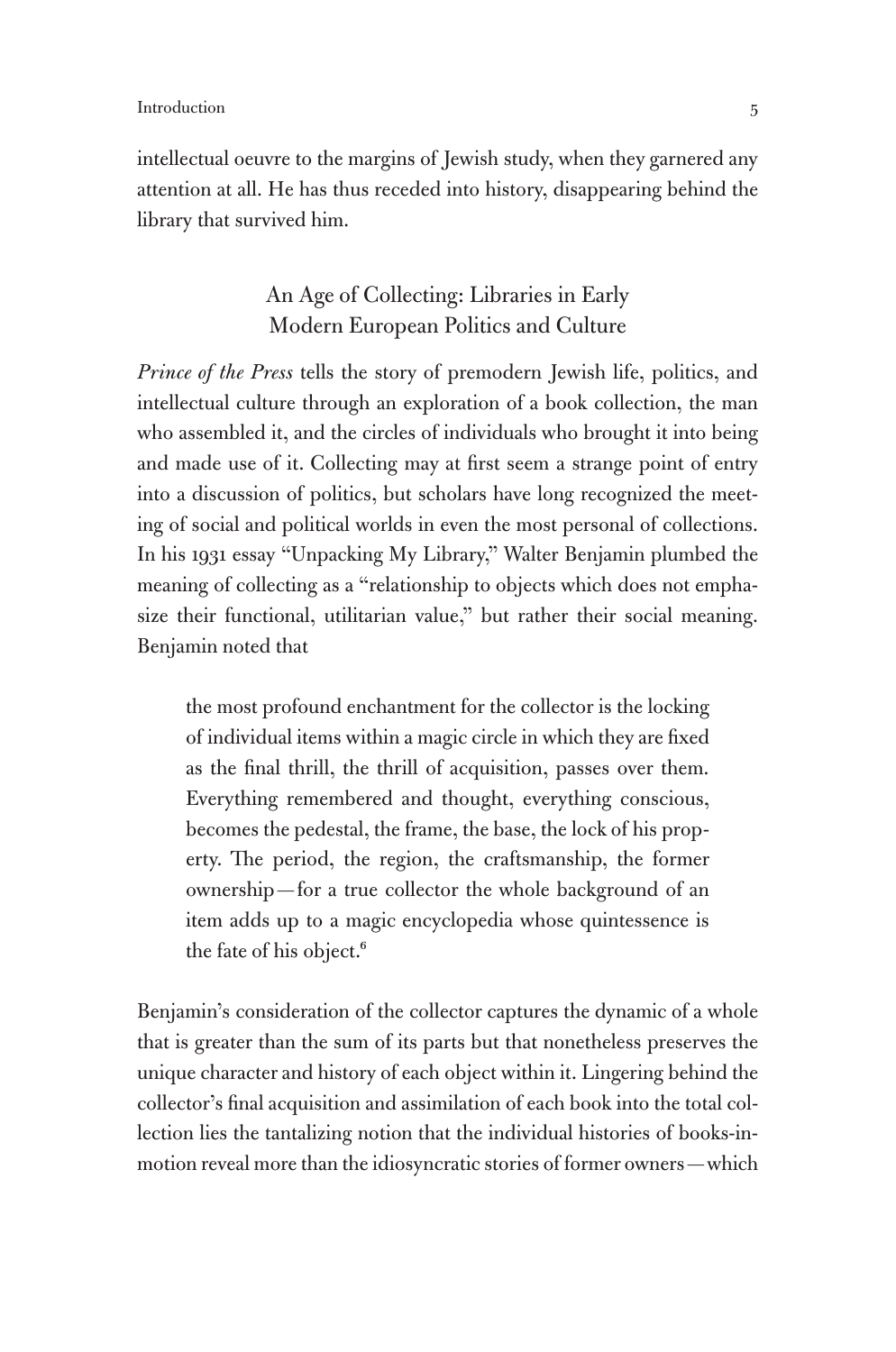intellectual oeuvre to the margins of Jewish study, when they garnered any attention at all. He has thus receded into history, disappearing behind the library that survived him.

## An Age of Collecting: Libraries in Early Modern European Politics and Culture

*Prince of the Press* tells the story of premodern Jewish life, politics, and intellectual culture through an exploration of a book collection, the man who assembled it, and the circles of individuals who brought it into being and made use of it. Collecting may at first seem a strange point of entry into a discussion of politics, but scholars have long recognized the meeting of social and political worlds in even the most personal of collections. In his 1931 essay "Unpacking My Library," Walter Benjamin plumbed the meaning of collecting as a "relationship to objects which does not emphasize their functional, utilitarian value," but rather their social meaning. Benjamin noted that

> the most profound enchantment for the collector is the locking of individual items within a magic circle in which they are fixed as the final thrill, the thrill of acquisition, passes over them. Everything remembered and thought, everything conscious, becomes the pedestal, the frame, the base, the lock of his property. The period, the region, the craftsmanship, the former ownership—for a true collector the whole background of an item adds up to a magic encyclopedia whose quintessence is the fate of his object.[6]

Benjamin's consideration of the collector captures the dynamic of a whole that is greater than the sum of its parts but that nonetheless preserves the unique character and history of each object within it. Lingering behind the collector's final acquisition and assimilation of each book into the total collection lies the tantalizing notion that the individual histories of books-in-motion reveal more than the idiosyncratic stories of former owners—which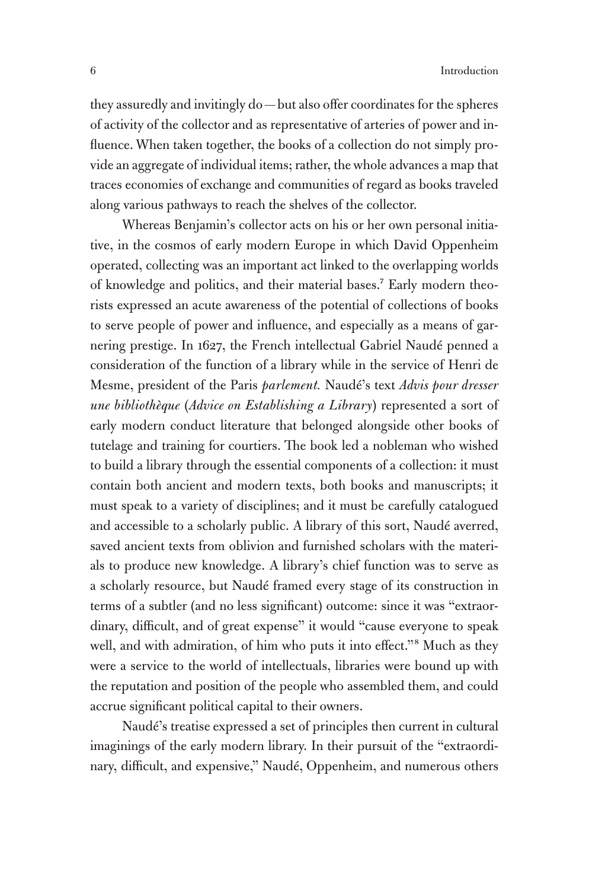they assuredly and invitingly do—but also offer coordinates for the spheres of activity of the collector and as representative of arteries of power and influence. When taken together, the books of a collection do not simply provide an aggregate of individual items; rather, the whole advances a map that traces economies of exchange and communities of regard as books traveled along various pathways to reach the shelves of the collector.

Whereas Benjamin's collector acts on his or her own personal initiative, in the cosmos of early modern Europe in which David Oppenheim operated, collecting was an important act linked to the overlapping worlds of knowledge and politics, and their material bases.[7] Early modern theorists expressed an acute awareness of the potential of collections of books to serve people of power and influence, and especially as a means of garnering prestige. In 1627, the French intellectual Gabriel Naudé penned a consideration of the function of a library while in the service of Henri de Mesme, president of the Paris *parlement.* Naudé's text *Advis pour dresser une bibliothèque* (*Advice on Establishing a Library*) represented a sort of early modern conduct literature that belonged alongside other books of tutelage and training for courtiers. The book led a nobleman who wished to build a library through the essential components of a collection: it must contain both ancient and modern texts, both books and manuscripts; it must speak to a variety of disciplines; and it must be carefully catalogued and accessible to a scholarly public. A library of this sort, Naudé averred, saved ancient texts from oblivion and furnished scholars with the materials to produce new knowledge. A library's chief function was to serve as a scholarly resource, but Naudé framed every stage of its construction in terms of a subtler (and no less significant) outcome: since it was "extraordinary, difficult, and of great expense" it would "cause everyone to speak well, and with admiration, of him who puts it into effect."[8] Much as they were a service to the world of intellectuals, libraries were bound up with the reputation and position of the people who assembled them, and could accrue significant political capital to their owners.

Naudé's treatise expressed a set of principles then current in cultural imaginings of the early modern library. In their pursuit of the "extraordinary, difficult, and expensive," Naudé, Oppenheim, and numerous others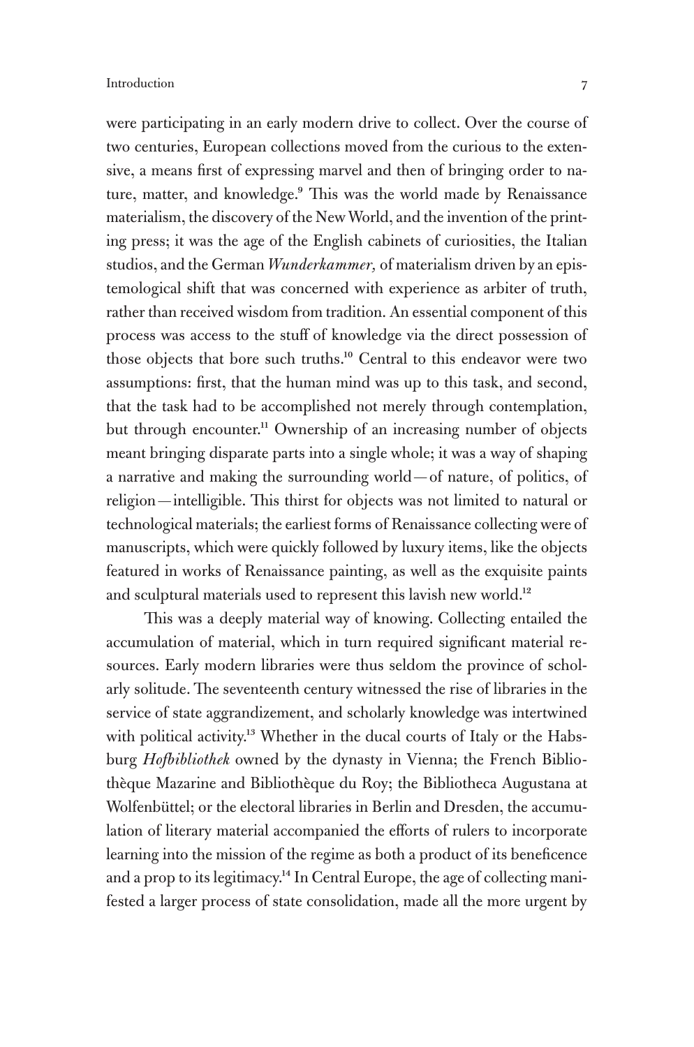were participating in an early modern drive to collect. Over the course of two centuries, European collections moved from the curious to the extensive, a means first of expressing marvel and then of bringing order to nature, matter, and knowledge.[9] This was the world made by Renaissance materialism, the discovery of the New World, and the invention of the printing press; it was the age of the English cabinets of curiosities, the Italian studios, and the German *Wunderkammer,* of materialism driven by an epistemological shift that was concerned with experience as arbiter of truth, rather than received wisdom from tradition. An essential component of this process was access to the stuff of knowledge via the direct possession of those objects that bore such truths.[10] Central to this endeavor were two assumptions: first, that the human mind was up to this task, and second, that the task had to be accomplished not merely through contemplation, but through encounter.[11] Ownership of an increasing number of objects meant bringing disparate parts into a single whole; it was a way of shaping a narrative and making the surrounding world—of nature, of politics, of religion—intelligible. This thirst for objects was not limited to natural or technological materials; the earliest forms of Renaissance collecting were of manuscripts, which were quickly followed by luxury items, like the objects featured in works of Renaissance painting, as well as the exquisite paints and sculptural materials used to represent this lavish new world.[12]

This was a deeply material way of knowing. Collecting entailed the accumulation of material, which in turn required significant material resources. Early modern libraries were thus seldom the province of scholarly solitude. The seventeenth century witnessed the rise of libraries in the service of state aggrandizement, and scholarly knowledge was intertwined with political activity.[13] Whether in the ducal courts of Italy or the Habsburg *Hofbibliothek* owned by the dynasty in Vienna; the French Bibliothèque Mazarine and Bibliothèque du Roy; the Bibliotheca Augustana at Wolfenbüttel; or the electoral libraries in Berlin and Dresden, the accumulation of literary material accompanied the efforts of rulers to incorporate learning into the mission of the regime as both a product of its beneficence and a prop to its legitimacy.[14] In Central Europe, the age of collecting manifested a larger process of state consolidation, made all the more urgent by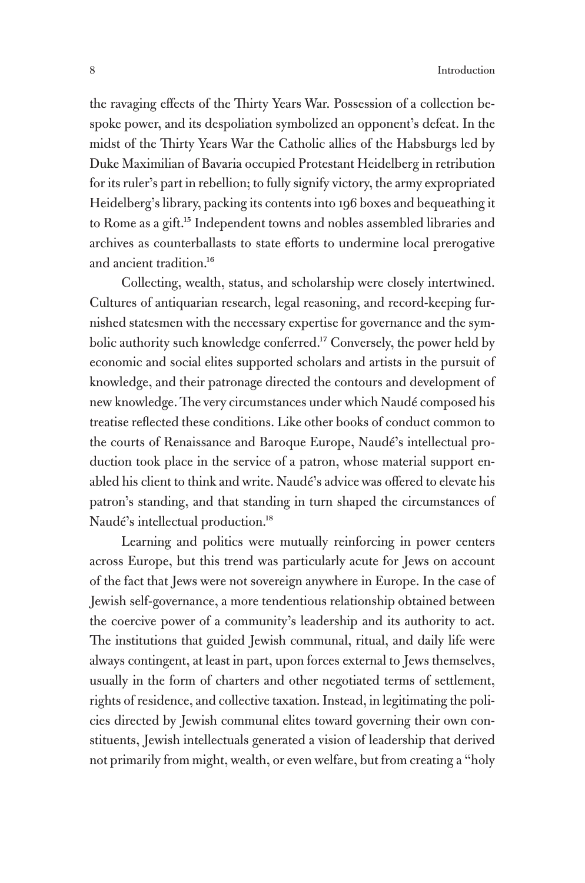the ravaging effects of the Thirty Years War. Possession of a collection bespoke power, and its despoliation symbolized an opponent's defeat. In the midst of the Thirty Years War the Catholic allies of the Habsburgs led by Duke Maximilian of Bavaria occupied Protestant Heidelberg in retribution for its ruler's part in rebellion; to fully signify victory, the army expropriated Heidelberg's library, packing its contents into 196 boxes and bequeathing it to Rome as a gift.[15] Independent towns and nobles assembled libraries and archives as counterballasts to state efforts to undermine local prerogative and ancient tradition.[16]

Collecting, wealth, status, and scholarship were closely intertwined. Cultures of antiquarian research, legal reasoning, and record-keeping furnished statesmen with the necessary expertise for governance and the symbolic authority such knowledge conferred.[17] Conversely, the power held by economic and social elites supported scholars and artists in the pursuit of knowledge, and their patronage directed the contours and development of new knowledge. The very circumstances under which Naudé composed his treatise reflected these conditions. Like other books of conduct common to the courts of Renaissance and Baroque Europe, Naudé's intellectual production took place in the service of a patron, whose material support enabled his client to think and write. Naudé's advice was offered to elevate his patron's standing, and that standing in turn shaped the circumstances of Naudé's intellectual production.[18]

Learning and politics were mutually reinforcing in power centers across Europe, but this trend was particularly acute for Jews on account of the fact that Jews were not sovereign anywhere in Europe. In the case of Jewish self-governance, a more tendentious relationship obtained between the coercive power of a community's leadership and its authority to act. The institutions that guided Jewish communal, ritual, and daily life were always contingent, at least in part, upon forces external to Jews themselves, usually in the form of charters and other negotiated terms of settlement, rights of residence, and collective taxation. Instead, in legitimating the policies directed by Jewish communal elites toward governing their own constituents, Jewish intellectuals generated a vision of leadership that derived not primarily from might, wealth, or even welfare, but from creating a "holy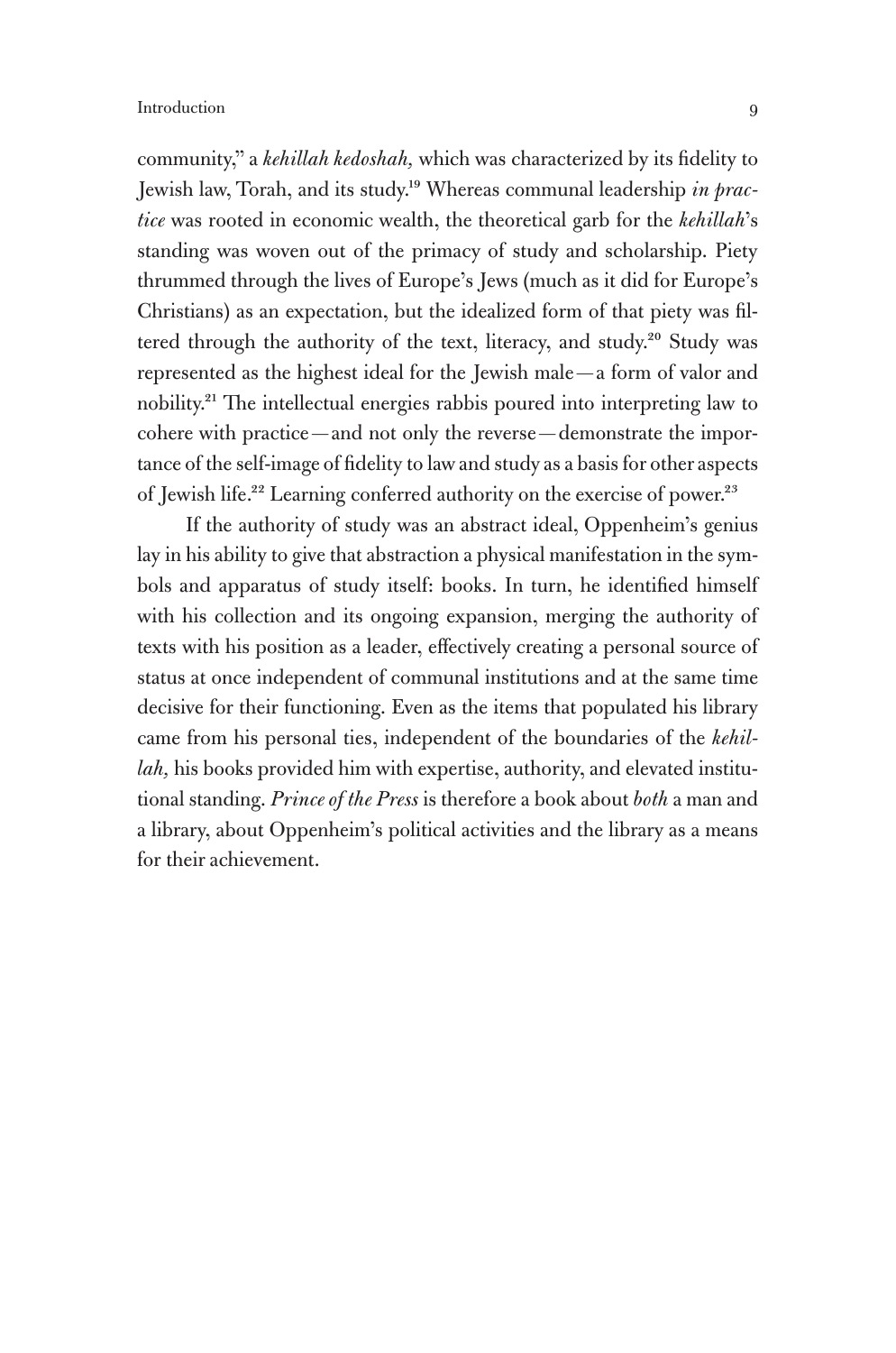community," a *kehillah kedoshah,* which was characterized by its fidelity to Jewish law, Torah, and its study.[19] Whereas communal leadership *in practice* was rooted in economic wealth, the theoretical garb for the *kehillah*'s standing was woven out of the primacy of study and scholarship. Piety thrummed through the lives of Europe's Jews (much as it did for Europe's Christians) as an expectation, but the idealized form of that piety was filtered through the authority of the text, literacy, and study.[20] Study was represented as the highest ideal for the Jewish male—a form of valor and nobility.[21] The intellectual energies rabbis poured into interpreting law to cohere with practice—and not only the reverse—demonstrate the importance of the self-image of fidelity to law and study as a basis for other aspects of Jewish life.[22] Learning conferred authority on the exercise of power.[23]

If the authority of study was an abstract ideal, Oppenheim's genius lay in his ability to give that abstraction a physical manifestation in the symbols and apparatus of study itself: books. In turn, he identified himself with his collection and its ongoing expansion, merging the authority of texts with his position as a leader, effectively creating a personal source of status at once independent of communal institutions and at the same time decisive for their functioning. Even as the items that populated his library came from his personal ties, independent of the boundaries of the *kehillah,* his books provided him with expertise, authority, and elevated institutional standing. *Prince of the Press* is therefore a book about *both* a man and a library, about Oppenheim's political activities and the library as a means for their achievement.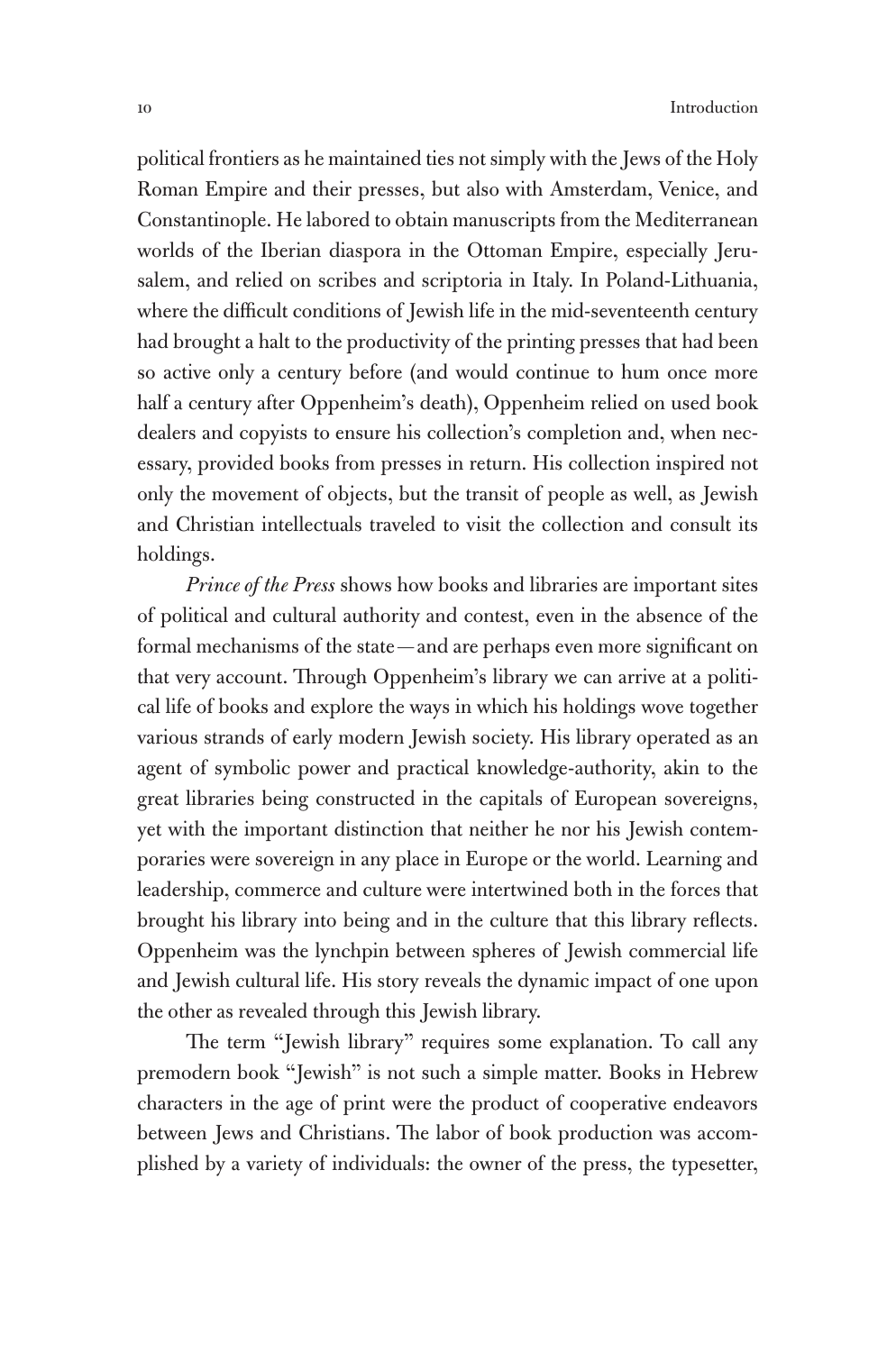political frontiers as he maintained ties not simply with the Jews of the Holy Roman Empire and their presses, but also with Amsterdam, Venice, and Constantinople. He labored to obtain manuscripts from the Mediterranean worlds of the Iberian diaspora in the Ottoman Empire, especially Jerusalem, and relied on scribes and scriptoria in Italy. In Poland-Lithuania, where the difficult conditions of Jewish life in the mid-seventeenth century had brought a halt to the productivity of the printing presses that had been so active only a century before (and would continue to hum once more half a century after Oppenheim's death), Oppenheim relied on used book dealers and copyists to ensure his collection's completion and, when necessary, provided books from presses in return. His collection inspired not only the movement of objects, but the transit of people as well, as Jewish and Christian intellectuals traveled to visit the collection and consult its holdings.

*Prince of the Press* shows how books and libraries are important sites of political and cultural authority and contest, even in the absence of the formal mechanisms of the state—and are perhaps even more significant on that very account. Through Oppenheim's library we can arrive at a political life of books and explore the ways in which his holdings wove together various strands of early modern Jewish society. His library operated as an agent of symbolic power and practical knowledge-authority, akin to the great libraries being constructed in the capitals of European sovereigns, yet with the important distinction that neither he nor his Jewish contemporaries were sovereign in any place in Europe or the world. Learning and leadership, commerce and culture were intertwined both in the forces that brought his library into being and in the culture that this library reflects. Oppenheim was the lynchpin between spheres of Jewish commercial life and Jewish cultural life. His story reveals the dynamic impact of one upon the other as revealed through this Jewish library.

The term "Jewish library" requires some explanation. To call any premodern book "Jewish" is not such a simple matter. Books in Hebrew characters in the age of print were the product of cooperative endeavors between Jews and Christians. The labor of book production was accomplished by a variety of individuals: the owner of the press, the typesetter,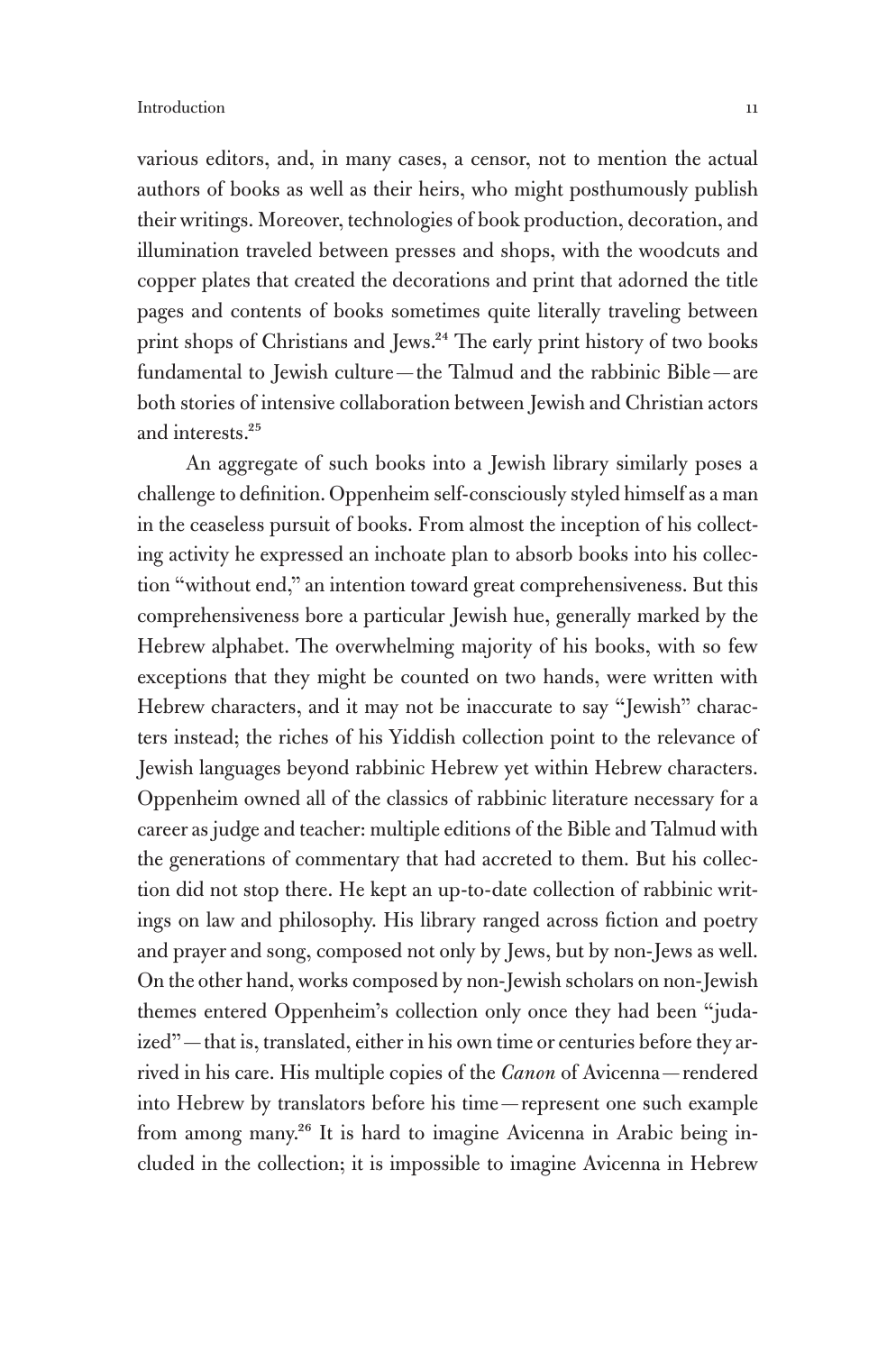various editors, and, in many cases, a censor, not to mention the actual authors of books as well as their heirs, who might posthumously publish their writings. Moreover, technologies of book production, decoration, and illumination traveled between presses and shops, with the woodcuts and copper plates that created the decorations and print that adorned the title pages and contents of books sometimes quite literally traveling between print shops of Christians and Jews.[24] The early print history of two books fundamental to Jewish culture—the Talmud and the rabbinic Bible—are both stories of intensive collaboration between Jewish and Christian actors and interests.[25]

An aggregate of such books into a Jewish library similarly poses a challenge to definition. Oppenheim self-consciously styled himself as a man in the ceaseless pursuit of books. From almost the inception of his collecting activity he expressed an inchoate plan to absorb books into his collection "without end," an intention toward great comprehensiveness. But this comprehensiveness bore a particular Jewish hue, generally marked by the Hebrew alphabet. The overwhelming majority of his books, with so few exceptions that they might be counted on two hands, were written with Hebrew characters, and it may not be inaccurate to say "Jewish" characters instead; the riches of his Yiddish collection point to the relevance of Jewish languages beyond rabbinic Hebrew yet within Hebrew characters. Oppenheim owned all of the classics of rabbinic literature necessary for a career as judge and teacher: multiple editions of the Bible and Talmud with the generations of commentary that had accreted to them. But his collection did not stop there. He kept an up-to-date collection of rabbinic writings on law and philosophy. His library ranged across fiction and poetry and prayer and song, composed not only by Jews, but by non-Jews as well. On the other hand, works composed by non-Jewish scholars on non-Jewish themes entered Oppenheim's collection only once they had been "judaized"—that is, translated, either in his own time or centuries before they arrived in his care. His multiple copies of the *Canon* of Avicenna—rendered into Hebrew by translators before his time—represent one such example from among many.[26] It is hard to imagine Avicenna in Arabic being included in the collection; it is impossible to imagine Avicenna in Hebrew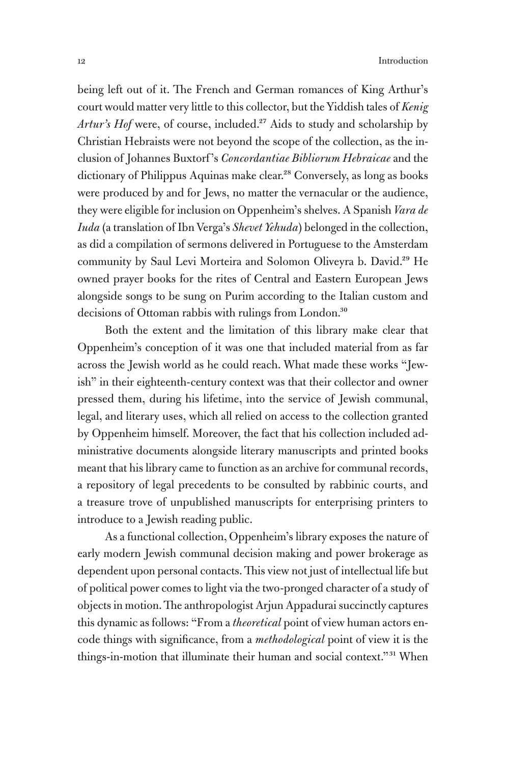being left out of it. The French and German romances of King Arthur's court would matter very little to this collector, but the Yiddish tales of *Kenig Artur's Hof* were, of course, included.[27] Aids to study and scholarship by Christian Hebraists were not beyond the scope of the collection, as the inclusion of Johannes Buxtorf's *Concordantiae Bibliorum Hebraicae* and the dictionary of Philippus Aquinas make clear.[28] Conversely, as long as books were produced by and for Jews, no matter the vernacular or the audience, they were eligible for inclusion on Oppenheim's shelves. A Spanish *Vara de Iuda* (a translation of Ibn Verga's *Shevet Yehuda*) belonged in the collection, as did a compilation of sermons delivered in Portuguese to the Amsterdam community by Saul Levi Morteira and Solomon Oliveyra b. David.[29] He owned prayer books for the rites of Central and Eastern European Jews alongside songs to be sung on Purim according to the Italian custom and decisions of Ottoman rabbis with rulings from London.[30]

Both the extent and the limitation of this library make clear that Oppenheim's conception of it was one that included material from as far across the Jewish world as he could reach. What made these works "Jewish" in their eighteenth-century context was that their collector and owner pressed them, during his lifetime, into the service of Jewish communal, legal, and literary uses, which all relied on access to the collection granted by Oppenheim himself. Moreover, the fact that his collection included administrative documents alongside literary manuscripts and printed books meant that his library came to function as an archive for communal records, a repository of legal precedents to be consulted by rabbinic courts, and a treasure trove of unpublished manuscripts for enterprising printers to introduce to a Jewish reading public.

As a functional collection, Oppenheim's library exposes the nature of early modern Jewish communal decision making and power brokerage as dependent upon personal contacts. This view not just of intellectual life but of political power comes to light via the two-pronged character of a study of objects in motion. The anthropologist Arjun Appadurai succinctly captures this dynamic as follows: "From a *theoretical* point of view human actors encode things with significance, from a *methodological* point of view it is the things-in-motion that illuminate their human and social context."[31] When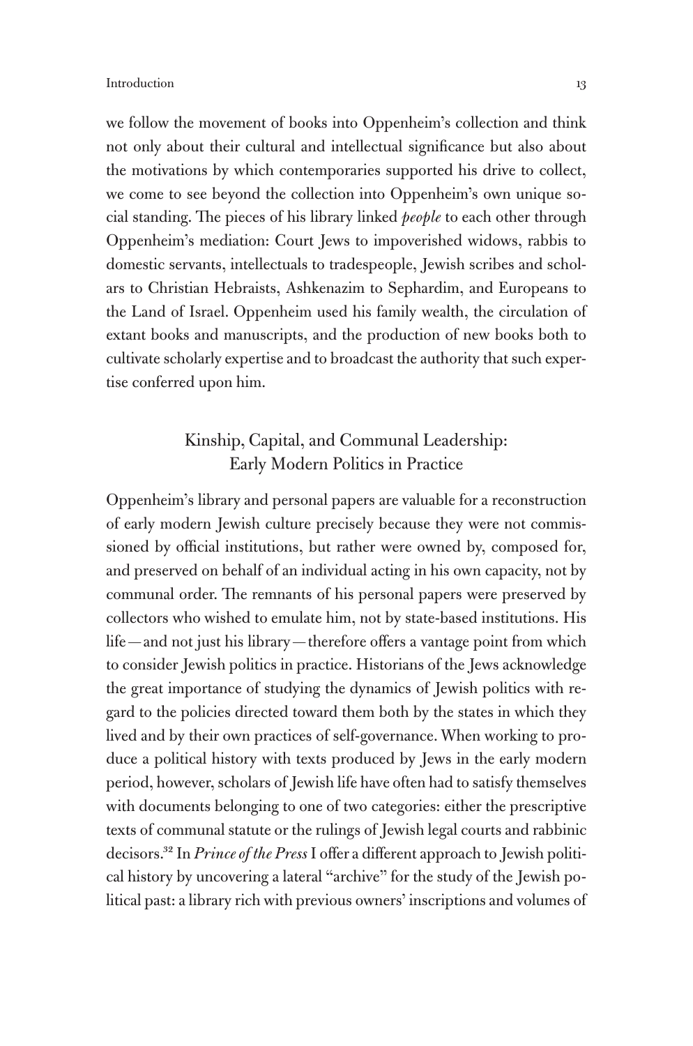we follow the movement of books into Oppenheim's collection and think not only about their cultural and intellectual significance but also about the motivations by which contemporaries supported his drive to collect, we come to see beyond the collection into Oppenheim's own unique social standing. The pieces of his library linked *people* to each other through Oppenheim's mediation: Court Jews to impoverished widows, rabbis to domestic servants, intellectuals to tradespeople, Jewish scribes and scholars to Christian Hebraists, Ashkenazim to Sephardim, and Europeans to the Land of Israel. Oppenheim used his family wealth, the circulation of extant books and manuscripts, and the production of new books both to cultivate scholarly expertise and to broadcast the authority that such expertise conferred upon him.

## Kinship, Capital, and Communal Leadership: Early Modern Politics in Practice

Oppenheim's library and personal papers are valuable for a reconstruction of early modern Jewish culture precisely because they were not commissioned by official institutions, but rather were owned by, composed for, and preserved on behalf of an individual acting in his own capacity, not by communal order. The remnants of his personal papers were preserved by collectors who wished to emulate him, not by state-based institutions. His life—and not just his library—therefore offers a vantage point from which to consider Jewish politics in practice. Historians of the Jews acknowledge the great importance of studying the dynamics of Jewish politics with regard to the policies directed toward them both by the states in which they lived and by their own practices of self-governance. When working to produce a political history with texts produced by Jews in the early modern period, however, scholars of Jewish life have often had to satisfy themselves with documents belonging to one of two categories: either the prescriptive texts of communal statute or the rulings of Jewish legal courts and rabbinic decisors.[32] In *Prince of the Press* I offer a different approach to Jewish political history by uncovering a lateral "archive" for the study of the Jewish political past: a library rich with previous owners' inscriptions and volumes of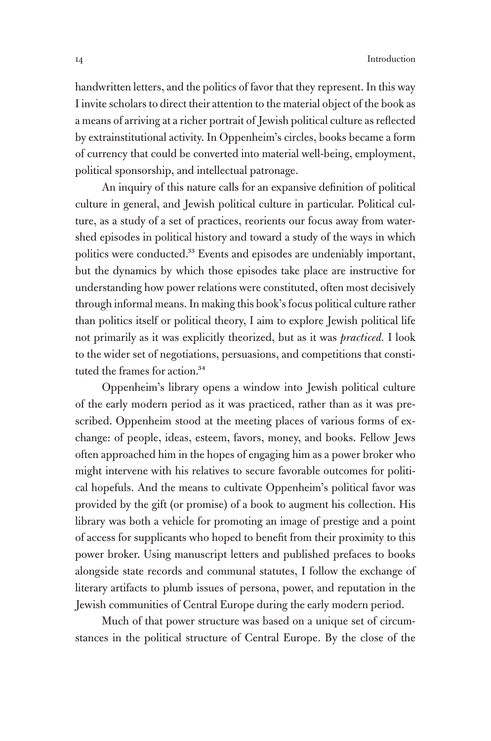handwritten letters, and the politics of favor that they represent. In this way I invite scholars to direct their attention to the material object of the book as a means of arriving at a richer portrait of Jewish political culture as reflected by extrainstitutional activity. In Oppenheim's circles, books became a form of currency that could be converted into material well-being, employment, political sponsorship, and intellectual patronage.

An inquiry of this nature calls for an expansive definition of political culture in general, and Jewish political culture in particular. Political culture, as a study of a set of practices, reorients our focus away from watershed episodes in political history and toward a study of the ways in which politics were conducted.[33] Events and episodes are undeniably important, but the dynamics by which those episodes take place are instructive for understanding how power relations were constituted, often most decisively through informal means. In making this book's focus political culture rather than politics itself or political theory, I aim to explore Jewish political life not primarily as it was explicitly theorized, but as it was *practiced.* I look to the wider set of negotiations, persuasions, and competitions that constituted the frames for action.[34]

Oppenheim's library opens a window into Jewish political culture of the early modern period as it was practiced, rather than as it was prescribed. Oppenheim stood at the meeting places of various forms of exchange: of people, ideas, esteem, favors, money, and books. Fellow Jews often approached him in the hopes of engaging him as a power broker who might intervene with his relatives to secure favorable outcomes for political hopefuls. And the means to cultivate Oppenheim's political favor was provided by the gift (or promise) of a book to augment his collection. His library was both a vehicle for promoting an image of prestige and a point of access for supplicants who hoped to benefit from their proximity to this power broker. Using manuscript letters and published prefaces to books alongside state records and communal statutes, I follow the exchange of literary artifacts to plumb issues of persona, power, and reputation in the Jewish communities of Central Europe during the early modern period.

Much of that power structure was based on a unique set of circumstances in the political structure of Central Europe. By the close of the